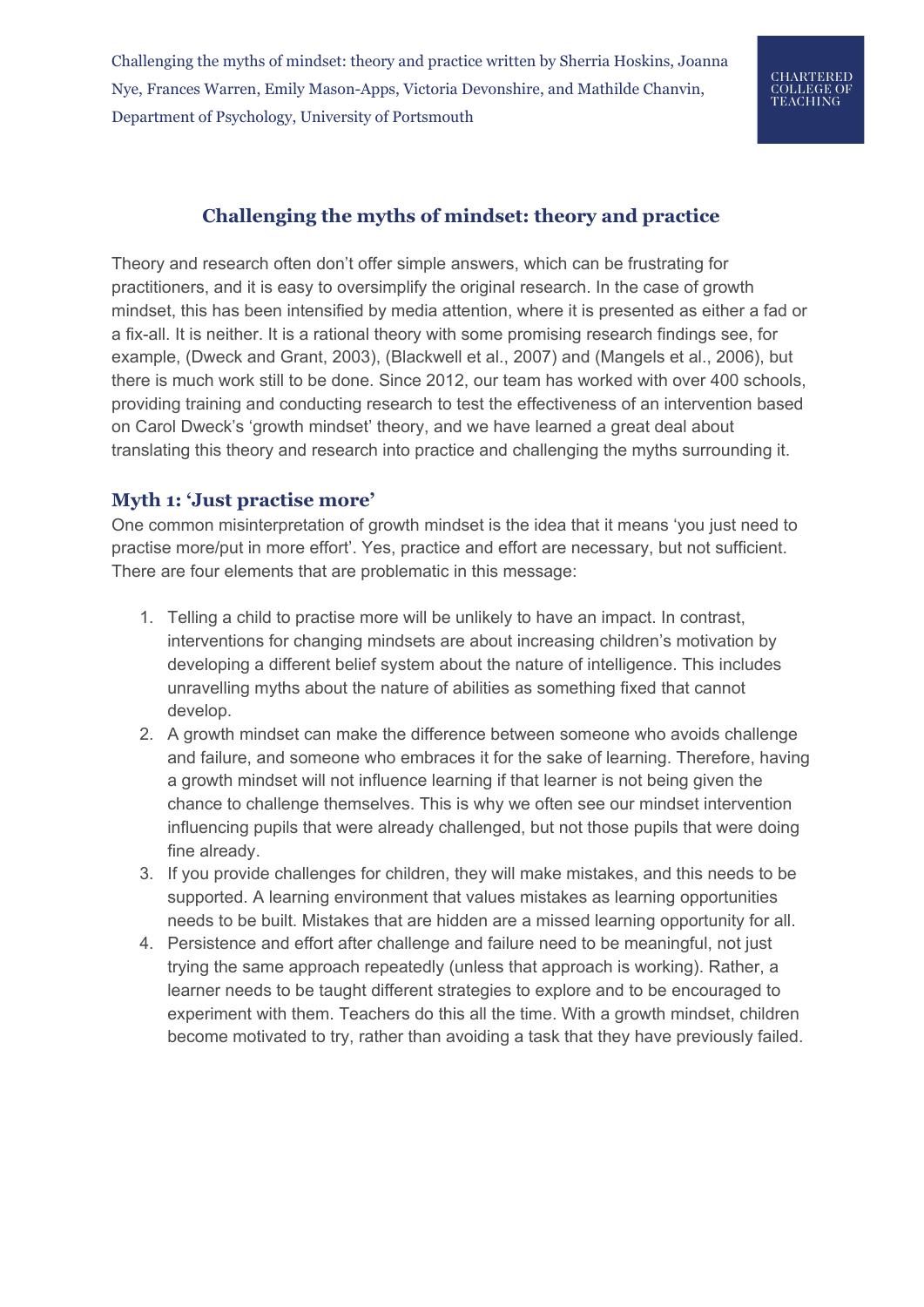Challenging the myths of mindset: theory and practice written by Sherria Hoskins, Joanna Nye, Frances Warren, Emily Mason-Apps, Victoria Devonshire, and Mathilde Chanvin, Department of Psychology, University of Portsmouth

# Challenging the myths of mindset: theory and practice

Theory and research often don't offer simple answers, which can be frustrating for practitioners, and it is easy to oversimplify the original research. In the case of growth mindset, this has been intensified by media attention, where it is presented as either a fad or a fix-all. It is neither. It is a rational theory with some promising research findings see, for example, (Dweck and Grant, 2003), (Blackwell et al., 2007) and (Mangels et al., 2006), but there is much work still to be done. Since 2012, our team has worked with over 400 schools, providing training and conducting research to test the effectiveness of an intervention based on Carol Dweck's 'growth mindset' theory, and we have learned a great deal about translating this theory and research into practice and challenging the myths surrounding it.

## Myth 1: 'Just practise more'

One common misinterpretation of growth mindset is the idea that it means 'you just need to practise more/put in more effort'. Yes, practice and effort are necessary, but not sufficient. There are four elements that are problematic in this message:

1. Telling a child to practise more will be unlikely to have an impact. In contrast, interventions for changing mindsets are about increasing children's motivation by developing a different belief system about the nature of intelligence. This includes unravelling myths about the nature of abilities as something fixed that cannot develop.
2. A growth mindset can make the difference between someone who avoids challenge and failure, and someone who embraces it for the sake of learning. Therefore, having a growth mindset will not influence learning if that learner is not being given the chance to challenge themselves. This is why we often see our mindset intervention influencing pupils that were already challenged, but not those pupils that were doing fine already.
3. If you provide challenges for children, they will make mistakes, and this needs to be supported. A learning environment that values mistakes as learning opportunities needs to be built. Mistakes that are hidden are a missed learning opportunity for all.
4. Persistence and effort after challenge and failure need to be meaningful, not just trying the same approach repeatedly (unless that approach is working). Rather, a learner needs to be taught different strategies to explore and to be encouraged to experiment with them. Teachers do this all the time. With a growth mindset, children become motivated to try, rather than avoiding a task that they have previously failed.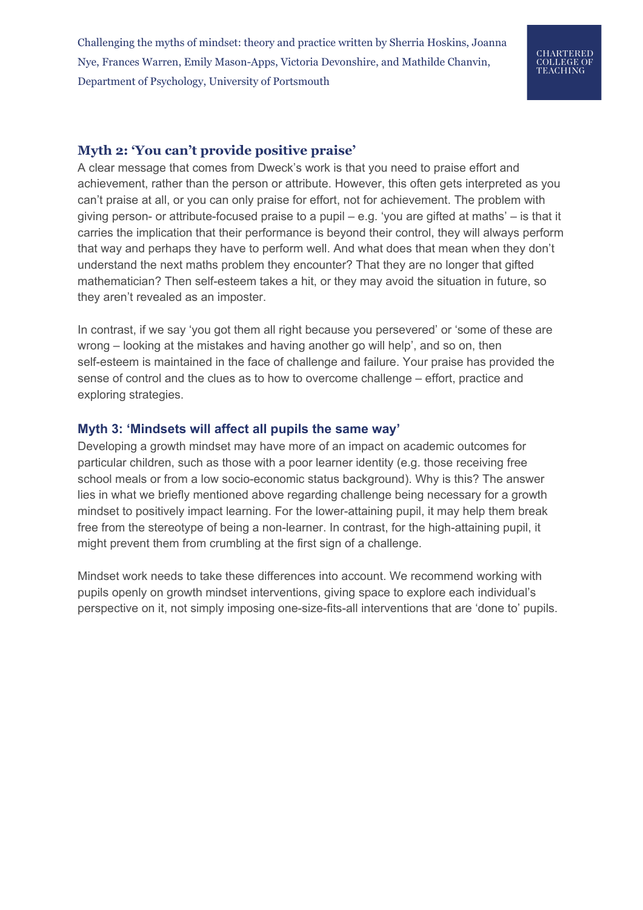## Myth 2: 'You can't provide positive praise'

A clear message that comes from Dweck's work is that you need to praise effort and achievement, rather than the person or attribute. However, this often gets interpreted as you can't praise at all, or you can only praise for effort, not for achievement. The problem with giving person- or attribute-focused praise to a pupil – e.g. 'you are gifted at maths' – is that it carries the implication that their performance is beyond their control, they will always perform that way and perhaps they have to perform well. And what does that mean when they don't understand the next maths problem they encounter? That they are no longer that gifted mathematician? Then self-esteem takes a hit, or they may avoid the situation in future, so they aren't revealed as an imposter.

In contrast, if we say 'you got them all right because you persevered' or 'some of these are wrong – looking at the mistakes and having another go will help', and so on, then self-esteem is maintained in the face of challenge and failure. Your praise has provided the sense of control and the clues as to how to overcome challenge – effort, practice and exploring strategies.

## Myth 3: 'Mindsets will affect all pupils the same way'

Developing a growth mindset may have more of an impact on academic outcomes for particular children, such as those with a poor learner identity (e.g. those receiving free school meals or from a low socio-economic status background). Why is this? The answer lies in what we briefly mentioned above regarding challenge being necessary for a growth mindset to positively impact learning. For the lower-attaining pupil, it may help them break free from the stereotype of being a non-learner. In contrast, for the high-attaining pupil, it might prevent them from crumbling at the first sign of a challenge.

Mindset work needs to take these differences into account. We recommend working with pupils openly on growth mindset interventions, giving space to explore each individual's perspective on it, not simply imposing one-size-fits-all interventions that are 'done to' pupils.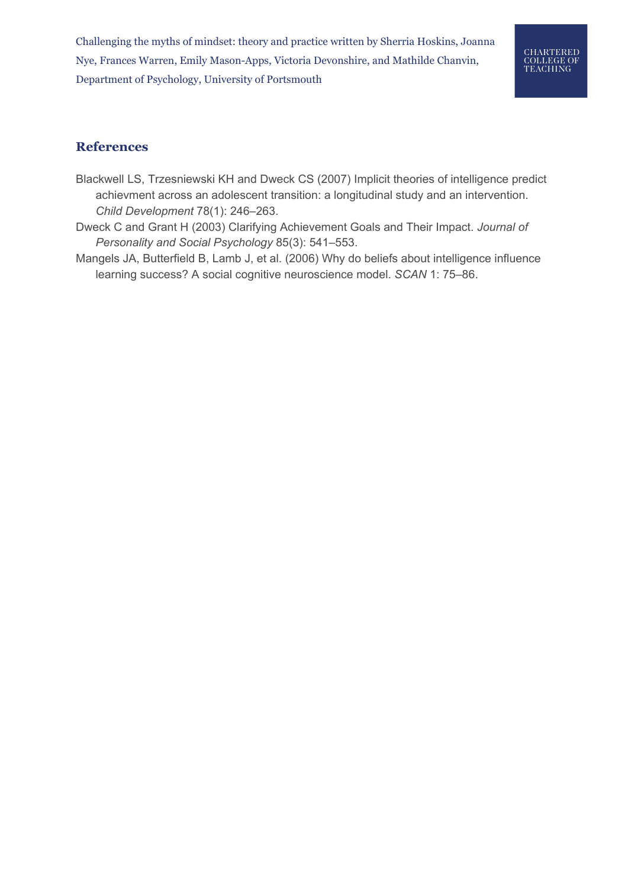## References

Blackwell LS, Trzesniewski KH and Dweck CS (2007) Implicit theories of intelligence predict achievment across an adolescent transition: a longitudinal study and an intervention. *Child Development* 78(1): 246–263.

Dweck C and Grant H (2003) Clarifying Achievement Goals and Their Impact. *Journal of Personality and Social Psychology* 85(3): 541–553.

Mangels JA, Butterfield B, Lamb J, et al. (2006) Why do beliefs about intelligence influence learning success? A social cognitive neuroscience model. *SCAN* 1: 75–86.